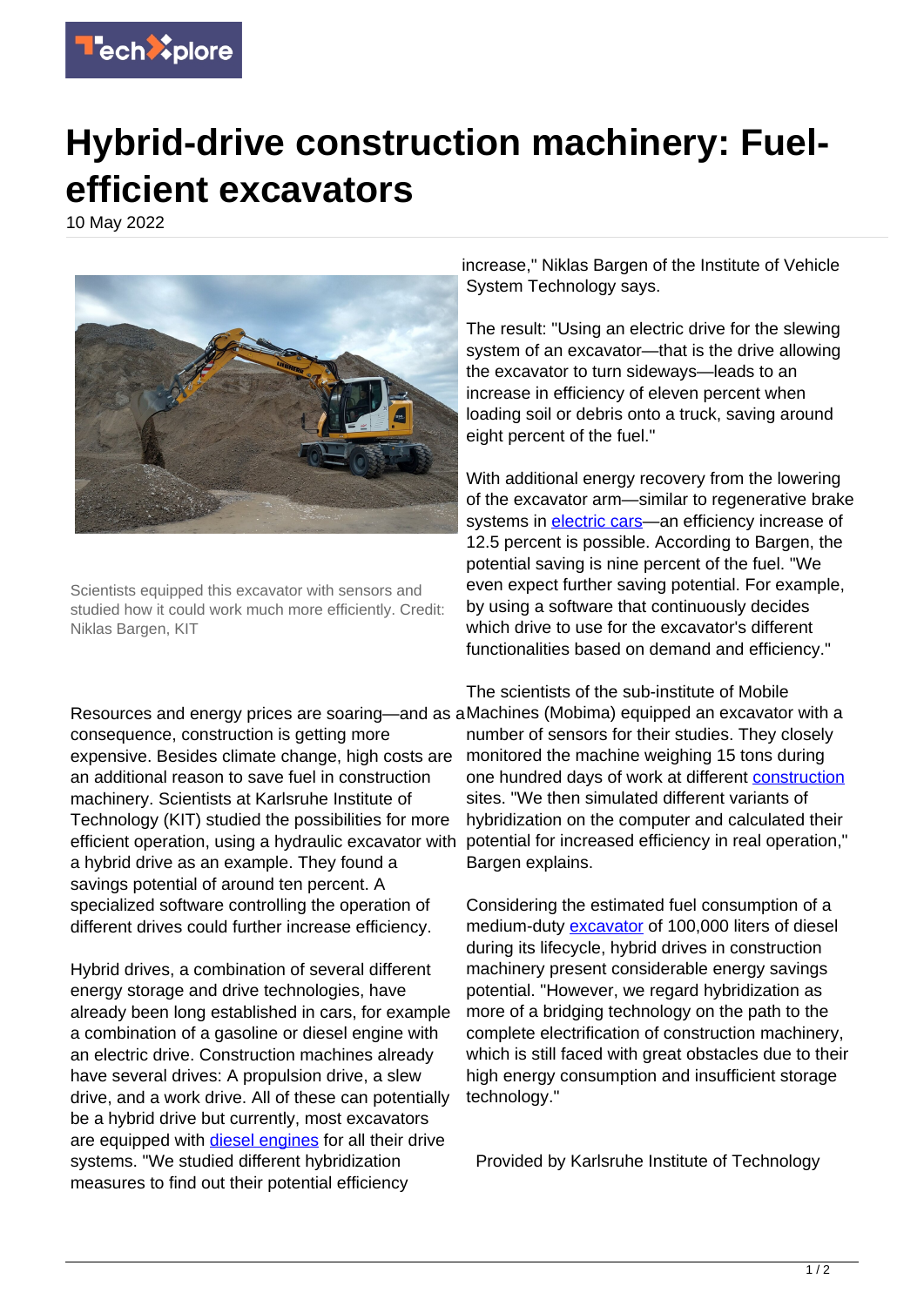# Hybrid-drive construction machinery: Fuel-efficient excavators

10 May 2022

Scientists equipped this excavator with sensors and studied how it could work much more efficiently. Credit: Niklas Bargen, KIT

Resources and energy prices are soaring—and as a consequence, construction is getting more expensive. Besides climate change, high costs are an additional reason to save fuel in construction machinery. Scientists at Karlsruhe Institute of Technology (KIT) studied the possibilities for more efficient operation, using a hydraulic excavator with a hybrid drive as an example. They found a savings potential of around ten percent. A specialized software controlling the operation of different drives could further increase efficiency.

Hybrid drives, a combination of several different energy storage and drive technologies, have already been long established in cars, for example a combination of a gasoline or diesel engine with an electric drive. Construction machines already have several drives: A propulsion drive, a slew drive, and a work drive. All of these can potentially be a hybrid drive but currently, most excavators are equipped with diesel engines for all their drive systems. "We studied different hybridization measures to find out their potential efficiency increase," Niklas Bargen of the Institute of Vehicle System Technology says.

The result: "Using an electric drive for the slewing system of an excavator—that is the drive allowing the excavator to turn sideways—leads to an increase in efficiency of eleven percent when loading soil or debris onto a truck, saving around eight percent of the fuel."

With additional energy recovery from the lowering of the excavator arm—similar to regenerative brake systems in electric cars—an efficiency increase of 12.5 percent is possible. According to Bargen, the potential saving is nine percent of the fuel. "We even expect further saving potential. For example, by using a software that continuously decides which drive to use for the excavator's different functionalities based on demand and efficiency."

The scientists of the sub-institute of Mobile Machines (Mobima) equipped an excavator with a number of sensors for their studies. They closely monitored the machine weighing 15 tons during one hundred days of work at different construction sites. "We then simulated different variants of hybridization on the computer and calculated their potential for increased efficiency in real operation," Bargen explains.

Considering the estimated fuel consumption of a medium-duty excavator of 100,000 liters of diesel during its lifecycle, hybrid drives in construction machinery present considerable energy savings potential. "However, we regard hybridization as more of a bridging technology on the path to the complete electrification of construction machinery, which is still faced with great obstacles due to their high energy consumption and insufficient storage technology."

Provided by Karlsruhe Institute of Technology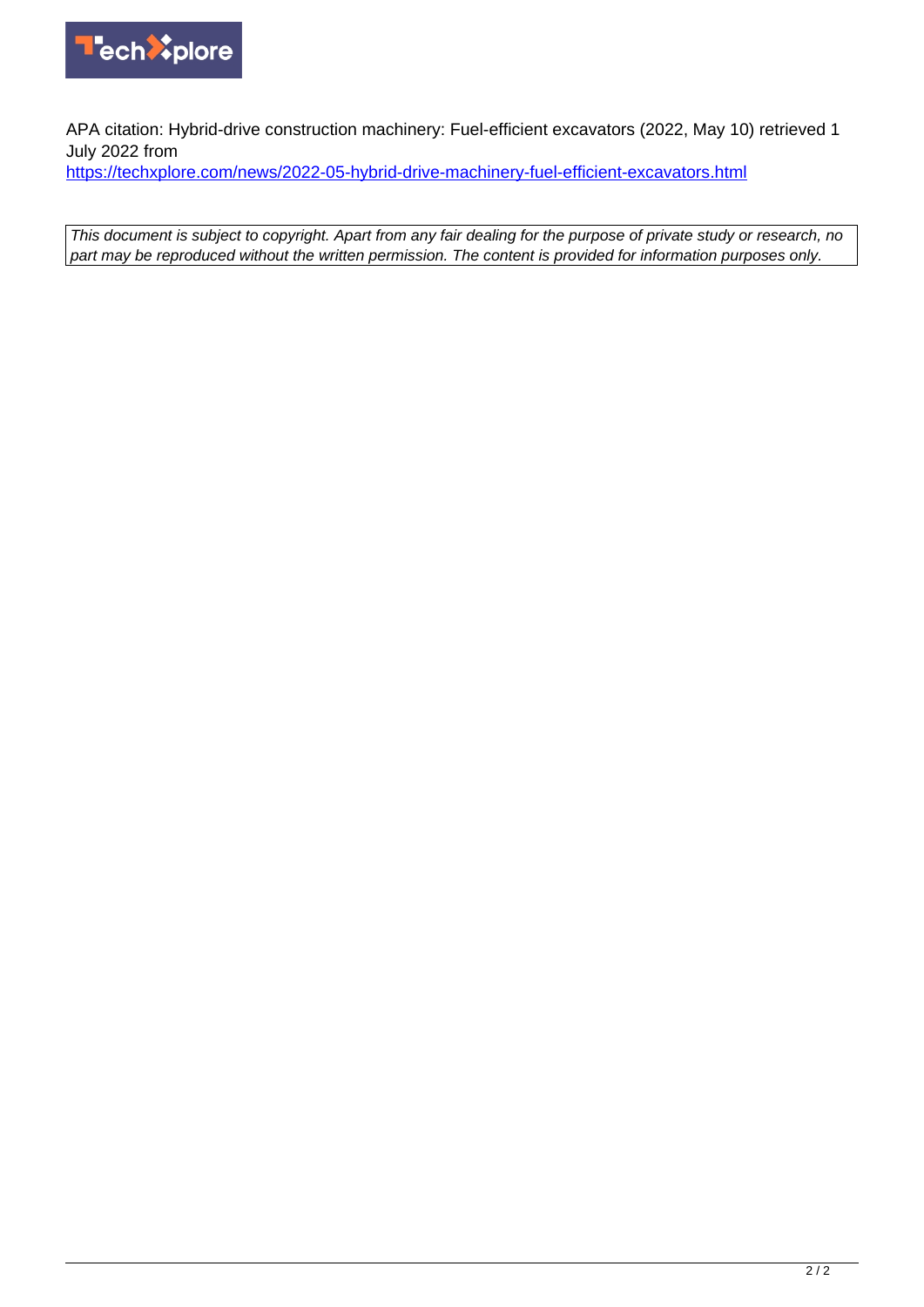APA citation: Hybrid-drive construction machinery: Fuel-efficient excavators (2022, May 10) retrieved 1 July 2022 from
https://techxplore.com/news/2022-05-hybrid-drive-machinery-fuel-efficient-excavators.html

*This document is subject to copyright. Apart from any fair dealing for the purpose of private study or research, no part may be reproduced without the written permission. The content is provided for information purposes only.*